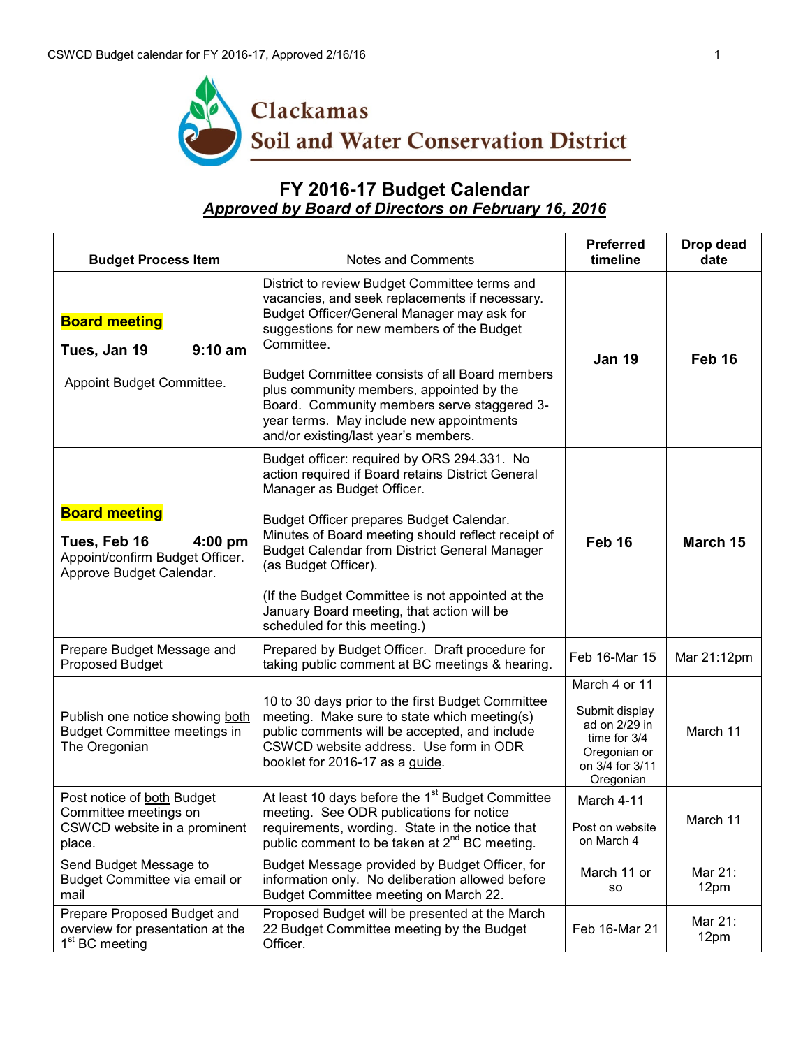Clackamas
Soil and Water Conservation District

# FY 2016-17 Budget Calendar

***Approved by Board of Directors on February 16, 2016***

| Budget Process Item | Notes and Comments | Preferred timeline | Drop dead date |
|---|---|---|---|
| **Board meeting** <br> **Tues, Jan 19 9:10 am** <br> Appoint Budget Committee. | District to review Budget Committee terms and vacancies, and seek replacements if necessary. Budget Officer/General Manager may ask for suggestions for new members of the Budget Committee. <br><br> Budget Committee consists of all Board members plus community members, appointed by the Board. Community members serve staggered 3-year terms. May include new appointments and/or existing/last year's members. | **Jan 19** | **Feb 16** |
| **Board meeting** <br> **Tues, Feb 16 4:00 pm** <br> Appoint/confirm Budget Officer. Approve Budget Calendar. | Budget officer: required by ORS 294.331. No action required if Board retains District General Manager as Budget Officer. <br><br> Budget Officer prepares Budget Calendar. Minutes of Board meeting should reflect receipt of Budget Calendar from District General Manager (as Budget Officer). <br><br> (If the Budget Committee is not appointed at the January Board meeting, that action will be scheduled for this meeting.) | **Feb 16** | **March 15** |
| Prepare Budget Message and Proposed Budget | Prepared by Budget Officer. Draft procedure for taking public comment at BC meetings & hearing. | Feb 16-Mar 15 | Mar 21:12pm |
| Publish one notice showing both Budget Committee meetings in The Oregonian | 10 to 30 days prior to the first Budget Committee meeting. Make sure to state which meeting(s) public comments will be accepted, and include CSWCD website address. Use form in ODR booklet for 2016-17 as a guide. | March 4 or 11 <br><br> Submit display ad on 2/29 in time for 3/4 Oregonian or on 3/4 for 3/11 Oregonian | March 11 |
| Post notice of both Budget Committee meetings on CSWCD website in a prominent place. | At least 10 days before the 1st Budget Committee meeting. See ODR publications for notice requirements, wording. State in the notice that public comment to be taken at 2nd BC meeting. | March 4-11 <br><br> Post on website on March 4 | March 11 |
| Send Budget Message to Budget Committee via email or mail | Budget Message provided by Budget Officer, for information only. No deliberation allowed before Budget Committee meeting on March 22. | March 11 or so | Mar 21: 12pm |
| Prepare Proposed Budget and overview for presentation at the 1st BC meeting | Proposed Budget will be presented at the March 22 Budget Committee meeting by the Budget Officer. | Feb 16-Mar 21 | Mar 21: 12pm |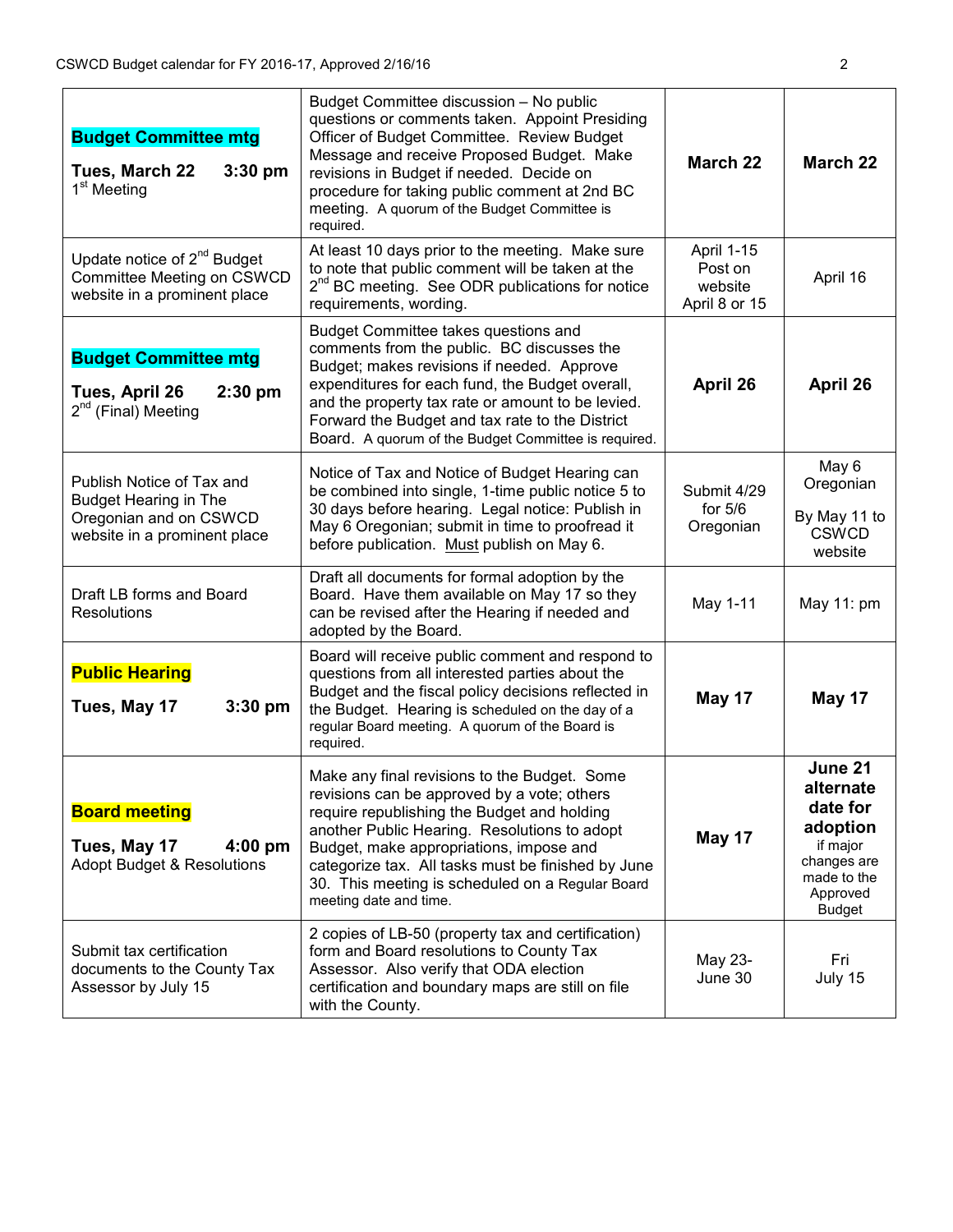| | | | |
|---|---|---|---|
| **Budget Committee mtg**<br><br>**Tues, March 22 3:30 pm**<br>1st Meeting | Budget Committee discussion – No public questions or comments taken. Appoint Presiding Officer of Budget Committee. Review Budget Message and receive Proposed Budget. Make revisions in Budget if needed. Decide on procedure for taking public comment at 2nd BC meeting. A quorum of the Budget Committee is required. | **March 22** | **March 22** |
| Update notice of 2nd Budget Committee Meeting on CSWCD website in a prominent place | At least 10 days prior to the meeting. Make sure to note that public comment will be taken at the 2nd BC meeting. See ODR publications for notice requirements, wording. | April 1-15 Post on website April 8 or 15 | April 16 |
| **Budget Committee mtg**<br><br>**Tues, April 26 2:30 pm**<br>2nd (Final) Meeting | Budget Committee takes questions and comments from the public. BC discusses the Budget; makes revisions if needed. Approve expenditures for each fund, the Budget overall, and the property tax rate or amount to be levied. Forward the Budget and tax rate to the District Board. A quorum of the Budget Committee is required. | **April 26** | **April 26** |
| Publish Notice of Tax and Budget Hearing in The Oregonian and on CSWCD website in a prominent place | Notice of Tax and Notice of Budget Hearing can be combined into single, 1-time public notice 5 to 30 days before hearing. Legal notice: Publish in May 6 Oregonian; submit in time to proofread it before publication. Must publish on May 6. | Submit 4/29 for 5/6 Oregonian | May 6 Oregonian<br><br>By May 11 to CSWCD website |
| Draft LB forms and Board Resolutions | Draft all documents for formal adoption by the Board. Have them available on May 17 so they can be revised after the Hearing if needed and adopted by the Board. | May 1-11 | May 11: pm |
| **Public Hearing**<br><br>**Tues, May 17 3:30 pm** | Board will receive public comment and respond to questions from all interested parties about the Budget and the fiscal policy decisions reflected in the Budget. Hearing is scheduled on the day of a regular Board meeting. A quorum of the Board is required. | **May 17** | **May 17** |
| **Board meeting**<br><br>**Tues, May 17 4:00 pm**<br>Adopt Budget & Resolutions | Make any final revisions to the Budget. Some revisions can be approved by a vote; others require republishing the Budget and holding another Public Hearing. Resolutions to adopt Budget, make appropriations, impose and categorize tax. All tasks must be finished by June 30. This meeting is scheduled on a Regular Board meeting date and time. | **May 17** | **June 21 alternate date for adoption** if major changes are made to the Approved Budget |
| Submit tax certification documents to the County Tax Assessor by July 15 | 2 copies of LB-50 (property tax and certification) form and Board resolutions to County Tax Assessor. Also verify that ODA election certification and boundary maps are still on file with the County. | May 23-June 30 | Fri July 15 |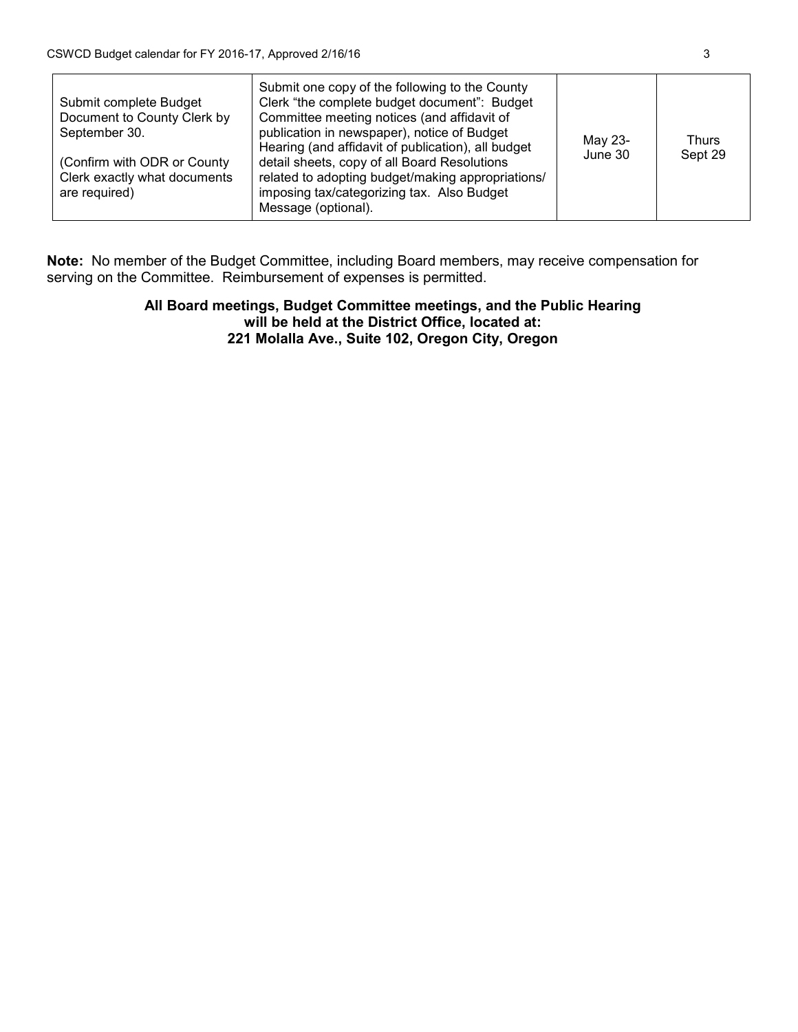| | | | |
|---|---|---|---|
| Submit complete Budget Document to County Clerk by September 30.<br><br>(Confirm with ODR or County Clerk exactly what documents are required) | Submit one copy of the following to the County Clerk "the complete budget document": Budget Committee meeting notices (and affidavit of publication in newspaper), notice of Budget Hearing (and affidavit of publication), all budget detail sheets, copy of all Board Resolutions related to adopting budget/making appropriations/ imposing tax/categorizing tax. Also Budget Message (optional). | May 23-June 30 | Thurs Sept 29 |

**Note:** No member of the Budget Committee, including Board members, may receive compensation for serving on the Committee. Reimbursement of expenses is permitted.

**All Board meetings, Budget Committee meetings, and the Public Hearing will be held at the District Office, located at: 221 Molalla Ave., Suite 102, Oregon City, Oregon**